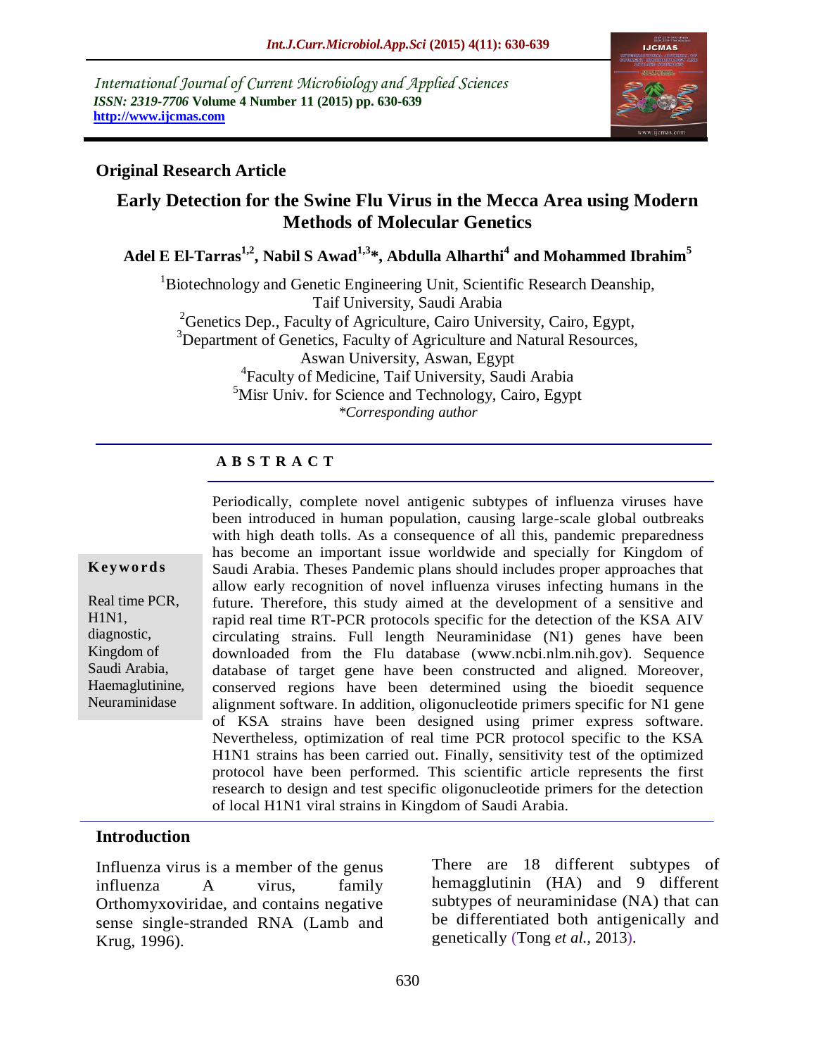International Journal of Current Microbiology and Applied Sciences
*ISSN: 2319-7706* **Volume 4 Number 11 (2015) pp. 630-639**
**http://www.ijcmas.com**

**Original Research Article**

# Early Detection for the Swine Flu Virus in the Mecca Area using Modern Methods of Molecular Genetics

**Adel E El-Tarras[1,2], Nabil S Awad[1,3]\*, Abdulla Alharthi[4] and Mohammed Ibrahim[5]**

[1]Biotechnology and Genetic Engineering Unit, Scientific Research Deanship, Taif University, Saudi Arabia
[2]Genetics Dep., Faculty of Agriculture, Cairo University, Cairo, Egypt,
[3]Department of Genetics, Faculty of Agriculture and Natural Resources, Aswan University, Aswan, Egypt
[4]Faculty of Medicine, Taif University, Saudi Arabia
[5]Misr Univ. for Science and Technology, Cairo, Egypt
*\*Corresponding author*

## A B S T R A C T

**Keywords**

Real time PCR, H1N1, diagnostic, Kingdom of Saudi Arabia, Haemaglutinine, Neuraminidase

Periodically, complete novel antigenic subtypes of influenza viruses have been introduced in human population, causing large-scale global outbreaks with high death tolls. As a consequence of all this, pandemic preparedness has become an important issue worldwide and specially for Kingdom of Saudi Arabia. Theses Pandemic plans should includes proper approaches that allow early recognition of novel influenza viruses infecting humans in the future. Therefore, this study aimed at the development of a sensitive and rapid real time RT-PCR protocols specific for the detection of the KSA AIV circulating strains. Full length Neuraminidase (N1) genes have been downloaded from the Flu database (www.ncbi.nlm.nih.gov). Sequence database of target gene have been constructed and aligned. Moreover, conserved regions have been determined using the bioedit sequence alignment software. In addition, oligonucleotide primers specific for N1 gene of KSA strains have been designed using primer express software. Nevertheless, optimization of real time PCR protocol specific to the KSA H1N1 strains has been carried out. Finally, sensitivity test of the optimized protocol have been performed. This scientific article represents the first research to design and test specific oligonucleotide primers for the detection of local H1N1 viral strains in Kingdom of Saudi Arabia.

## Introduction

Influenza virus is a member of the genus influenza A virus, family Orthomyxoviridae, and contains negative sense single-stranded RNA (Lamb and Krug, 1996).

There are 18 different subtypes of hemagglutinin (HA) and 9 different subtypes of neuraminidase (NA) that can be differentiated both antigenically and genetically (Tong *et al.,* 2013).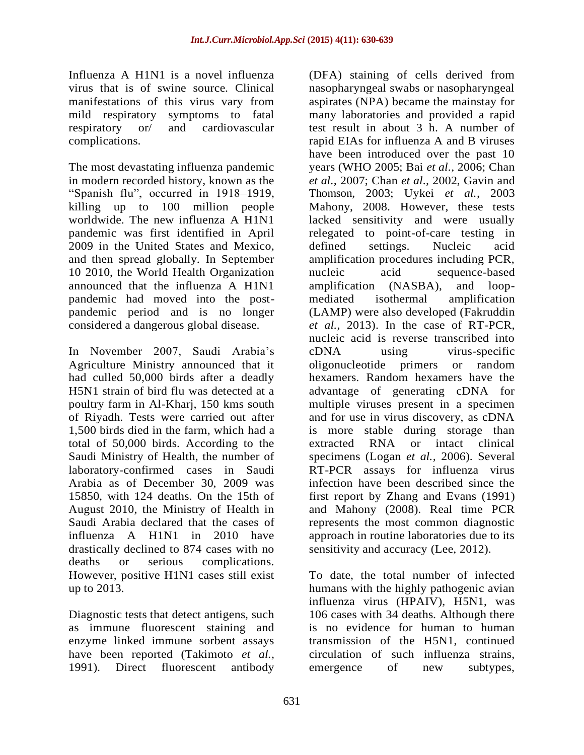Influenza A H1N1 is a novel influenza virus that is of swine source. Clinical manifestations of this virus vary from mild respiratory symptoms to fatal respiratory or/ and cardiovascular complications.

The most devastating influenza pandemic in modern recorded history, known as the “Spanish flu”, occurred in 1918–1919, killing up to 100 million people worldwide. The new influenza A H1N1 pandemic was first identified in April 2009 in the United States and Mexico, and then spread globally. In September 10 2010, the World Health Organization announced that the influenza A H1N1 pandemic had moved into the post-pandemic period and is no longer considered a dangerous global disease.

In November 2007, Saudi Arabia’s Agriculture Ministry announced that it had culled 50,000 birds after a deadly H5N1 strain of bird flu was detected at a poultry farm in Al-Kharj, 150 kms south of Riyadh. Tests were carried out after 1,500 birds died in the farm, which had a total of 50,000 birds. According to the Saudi Ministry of Health, the number of laboratory-confirmed cases in Saudi Arabia as of December 30, 2009 was 15850, with 124 deaths. On the 15th of August 2010, the Ministry of Health in Saudi Arabia declared that the cases of influenza A H1N1 in 2010 have drastically declined to 874 cases with no deaths or serious complications. However, positive H1N1 cases still exist up to 2013.

Diagnostic tests that detect antigens, such as immune fluorescent staining and enzyme linked immune sorbent assays have been reported (Takimoto *et al.,* 1991). Direct fluorescent antibody (DFA) staining of cells derived from nasopharyngeal swabs or nasopharyngeal aspirates (NPA) became the mainstay for many laboratories and provided a rapid test result in about 3 h. A number of rapid EIAs for influenza A and B viruses have been introduced over the past 10 years (WHO 2005; Bai *et al.,* 2006; Chan *et al.,* 2007; Chan *et al.,* 2002, Gavin and Thomson, 2003; Uykei *et al.,* 2003 Mahony, 2008. However, these tests lacked sensitivity and were usually relegated to point-of-care testing in defined settings. Nucleic acid amplification procedures including PCR, nucleic acid sequence-based amplification (NASBA), and loop-mediated isothermal amplification (LAMP) were also developed (Fakruddin *et al.,* 2013). In the case of RT-PCR, nucleic acid is reverse transcribed into cDNA using virus-specific oligonucleotide primers or random hexamers. Random hexamers have the advantage of generating cDNA for multiple viruses present in a specimen and for use in virus discovery, as cDNA is more stable during storage than extracted RNA or intact clinical specimens (Logan *et al.,* 2006). Several RT-PCR assays for influenza virus infection have been described since the first report by Zhang and Evans (1991) and Mahony (2008). Real time PCR represents the most common diagnostic approach in routine laboratories due to its sensitivity and accuracy (Lee, 2012).

To date, the total number of infected humans with the highly pathogenic avian influenza virus (HPAIV), H5N1, was 106 cases with 34 deaths. Although there is no evidence for human to human transmission of the H5N1, continued circulation of such influenza strains, emergence of new subtypes,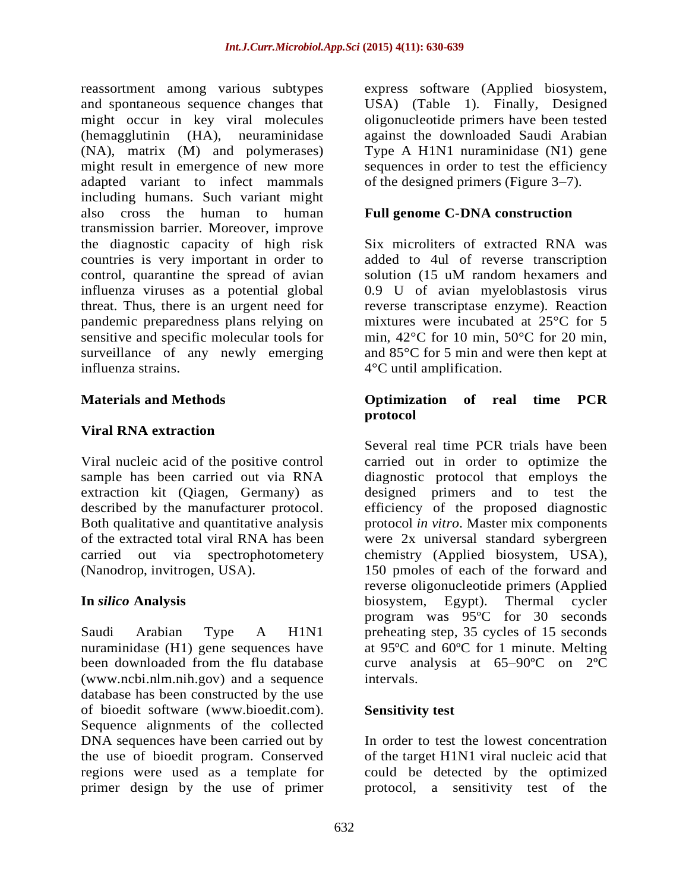reassortment among various subtypes and spontaneous sequence changes that might occur in key viral molecules (hemagglutinin (HA), neuraminidase (NA), matrix (M) and polymerases) might result in emergence of new more adapted variant to infect mammals including humans. Such variant might also cross the human to human transmission barrier. Moreover, improve the diagnostic capacity of high risk countries is very important in order to control, quarantine the spread of avian influenza viruses as a potential global threat. Thus, there is an urgent need for pandemic preparedness plans relying on sensitive and specific molecular tools for surveillance of any newly emerging influenza strains.

## Materials and Methods

### Viral RNA extraction

Viral nucleic acid of the positive control sample has been carried out via RNA extraction kit (Qiagen, Germany) as described by the manufacturer protocol. Both qualitative and quantitative analysis of the extracted total viral RNA has been carried out via spectrophotometery (Nanodrop, invitrogen, USA).

### In *silico* Analysis

Saudi Arabian Type A H1N1 nuraminidase (H1) gene sequences have been downloaded from the flu database (www.ncbi.nlm.nih.gov) and a sequence database has been constructed by the use of bioedit software (www.bioedit.com). Sequence alignments of the collected DNA sequences have been carried out by the use of bioedit program. Conserved regions were used as a template for primer design by the use of primer express software (Applied biosystem, USA) (Table 1). Finally, Designed oligonucleotide primers have been tested against the downloaded Saudi Arabian Type A H1N1 nuraminidase (N1) gene sequences in order to test the efficiency of the designed primers (Figure 3–7).

### Full genome C-DNA construction

Six microliters of extracted RNA was added to 4ul of reverse transcription solution (15 uM random hexamers and 0.9 U of avian myeloblastosis virus reverse transcriptase enzyme). Reaction mixtures were incubated at 25°C for 5 min, 42°C for 10 min, 50°C for 20 min, and 85°C for 5 min and were then kept at 4°C until amplification.

### Optimization of real time PCR protocol

Several real time PCR trials have been carried out in order to optimize the diagnostic protocol that employs the designed primers and to test the efficiency of the proposed diagnostic protocol *in vitro*. Master mix components were 2x universal standard sybergreen chemistry (Applied biosystem, USA), 150 pmoles of each of the forward and reverse oligonucleotide primers (Applied biosystem, Egypt). Thermal cycler program was 95ºC for 30 seconds preheating step, 35 cycles of 15 seconds at 95ºC and 60ºC for 1 minute. Melting curve analysis at 65–90ºC on 2ºC intervals.

### Sensitivity test

In order to test the lowest concentration of the target H1N1 viral nucleic acid that could be detected by the optimized protocol, a sensitivity test of the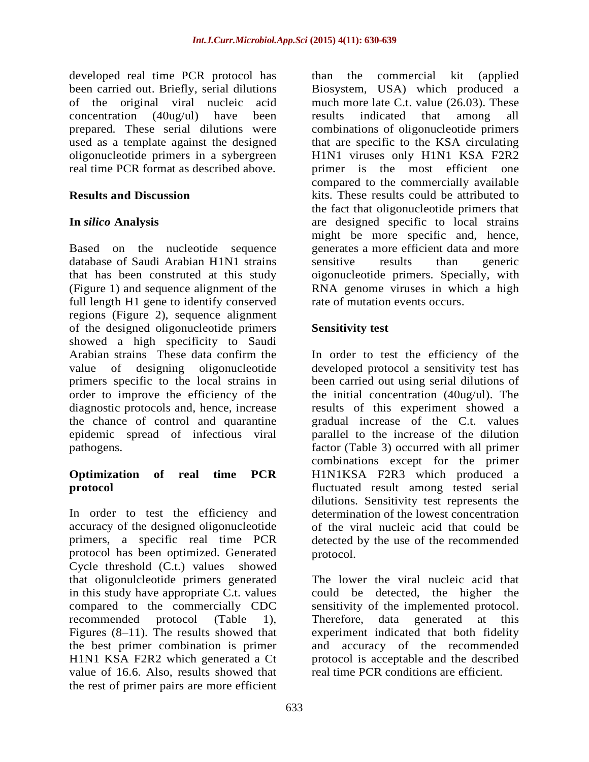developed real time PCR protocol has been carried out. Briefly, serial dilutions of the original viral nucleic acid concentration (40ug/ul) have been prepared. These serial dilutions were used as a template against the designed oligonucleotide primers in a sybergreen real time PCR format as described above.

## Results and Discussion

### In *silico* Analysis

Based on the nucleotide sequence database of Saudi Arabian H1N1 strains that has been construted at this study (Figure 1) and sequence alignment of the full length H1 gene to identify conserved regions (Figure 2), sequence alignment of the designed oligonucleotide primers showed a high specificity to Saudi Arabian strains These data confirm the value of designing oligonucleotide primers specific to the local strains in order to improve the efficiency of the diagnostic protocols and, hence, increase the chance of control and quarantine epidemic spread of infectious viral pathogens.

### Optimization of real time PCR protocol

In order to test the efficiency and accuracy of the designed oligonucleotide primers, a specific real time PCR protocol has been optimized. Generated Cycle threshold (C.t.) values showed that oligonulcleotide primers generated in this study have appropriate C.t. values compared to the commercially CDC recommended protocol (Table 1), Figures (8–11). The results showed that the best primer combination is primer H1N1 KSA F2R2 which generated a Ct value of 16.6. Also, results showed that the rest of primer pairs are more efficient than the commercial kit (applied Biosystem, USA) which produced a much more late C.t. value (26.03). These results indicated that among all combinations of oligonucleotide primers that are specific to the KSA circulating H1N1 viruses only H1N1 KSA F2R2 primer is the most efficient one compared to the commercially available kits. These results could be attributed to the fact that oligonucleotide primers that are designed specific to local strains might be more specific and, hence, generates a more efficient data and more sensitive results than generic oigonucleotide primers. Specially, with RNA genome viruses in which a high rate of mutation events occurs.

### Sensitivity test

In order to test the efficiency of the developed protocol a sensitivity test has been carried out using serial dilutions of the initial concentration (40ug/ul). The results of this experiment showed a gradual increase of the C.t. values parallel to the increase of the dilution factor (Table 3) occurred with all primer combinations except for the primer H1N1KSA F2R3 which produced a fluctuated result among tested serial dilutions. Sensitivity test represents the determination of the lowest concentration of the viral nucleic acid that could be detected by the use of the recommended protocol.

The lower the viral nucleic acid that could be detected, the higher the sensitivity of the implemented protocol. Therefore, data generated at this experiment indicated that both fidelity and accuracy of the recommended protocol is acceptable and the described real time PCR conditions are efficient.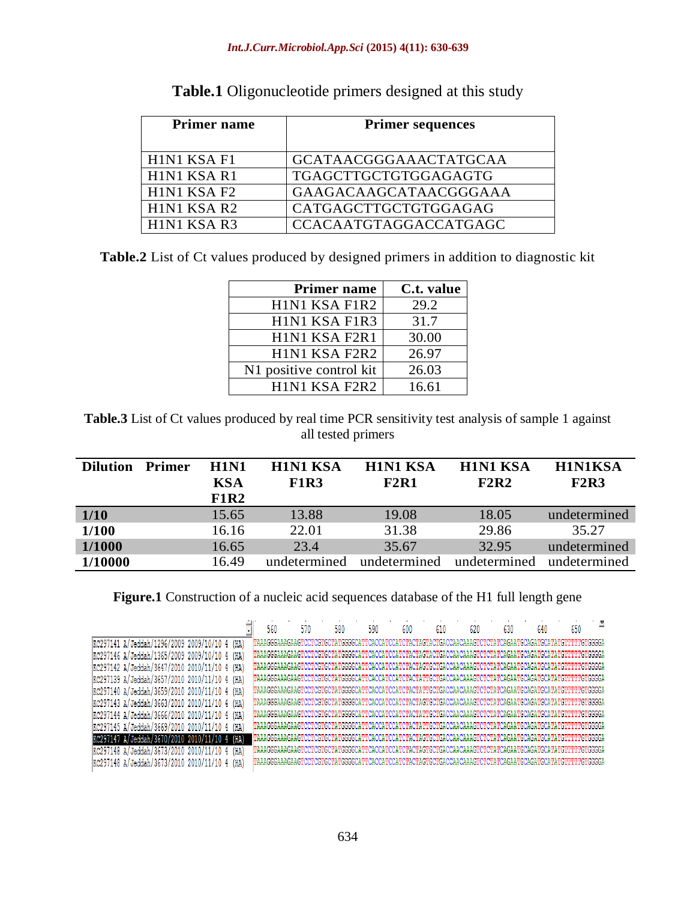**Table.1** Oligonucleotide primers designed at this study

| Primer name | Primer sequences |
|---|---|
| H1N1 KSA F1 | GCATAACGGGAAACTATGCAA |
| H1N1 KSA R1 | TGAGCTTGCTGTGGAGAGTG |
| H1N1 KSA F2 | GAAGACAAGCATAACGGGAAA |
| H1N1 KSA R2 | CATGAGCTTGCTGTGGAGAG |
| H1N1 KSA R3 | CCACAATGTAGGACCATGAGC |

**Table.2** List of Ct values produced by designed primers in addition to diagnostic kit

| Primer name | C.t. value |
|---|---|
| H1N1 KSA F1R2 | 29.2 |
| H1N1 KSA F1R3 | 31.7 |
| H1N1 KSA F2R1 | 30.00 |
| H1N1 KSA F2R2 | 26.97 |
| N1 positive control kit | 26.03 |
| H1N1 KSA F2R2 | 16.61 |

**Table.3** List of Ct values produced by real time PCR sensitivity test analysis of sample 1 against all tested primers

| Dilution | Primer | H1N1 KSA F1R2 | H1N1 KSA F1R3 | H1N1 KSA F2R1 | H1N1 KSA F2R2 | H1N1KSA F2R3 |
|---|---|---|---|---|---|---|
| **1/10** | | 15.65 | 13.88 | 19.08 | 18.05 | undetermined |
| **1/100** | | 16.16 | 22.01 | 31.38 | 29.86 | 35.27 |
| **1/1000** | | 16.65 | 23.4 | 35.67 | 32.95 | undetermined |
| **1/10000** | | 16.49 | undetermined | undetermined | undetermined | undetermined |

**Figure.1** Construction of a nucleic acid sequences database of the H1 full length gene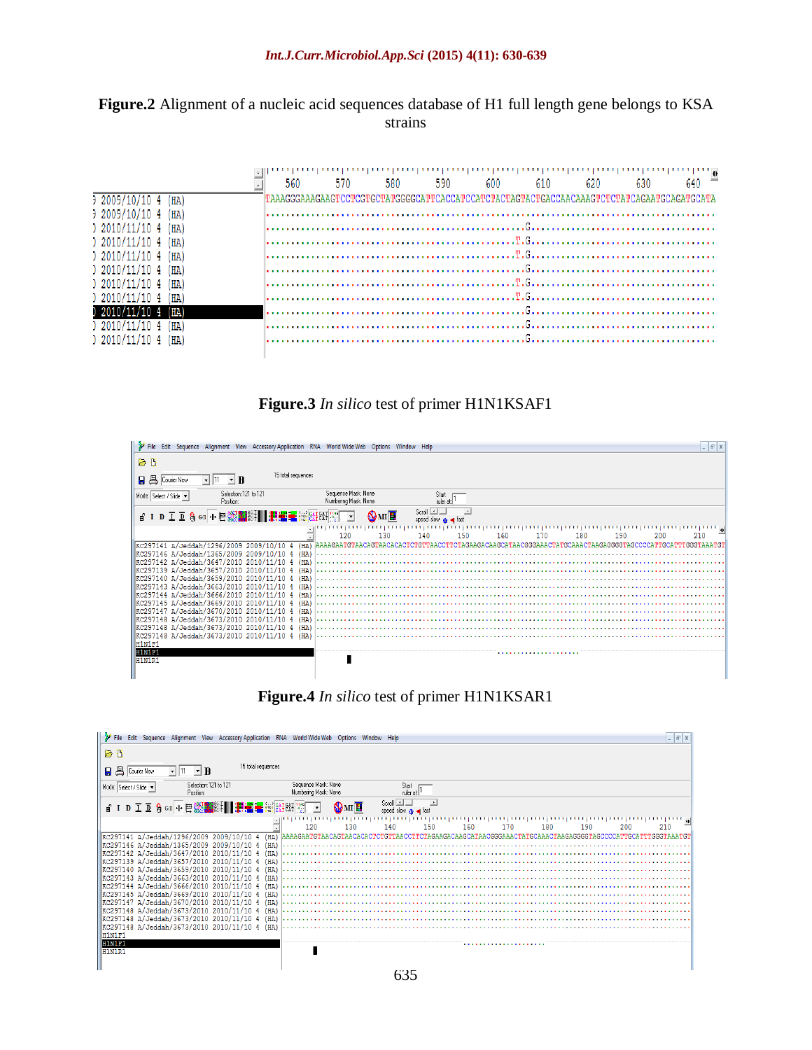**Figure.2** Alignment of a nucleic acid sequences database of H1 full length gene belongs to KSA strains

**Figure.3** *In silico* test of primer H1N1KSAF1

**Figure.4** *In silico* test of primer H1N1KSAR1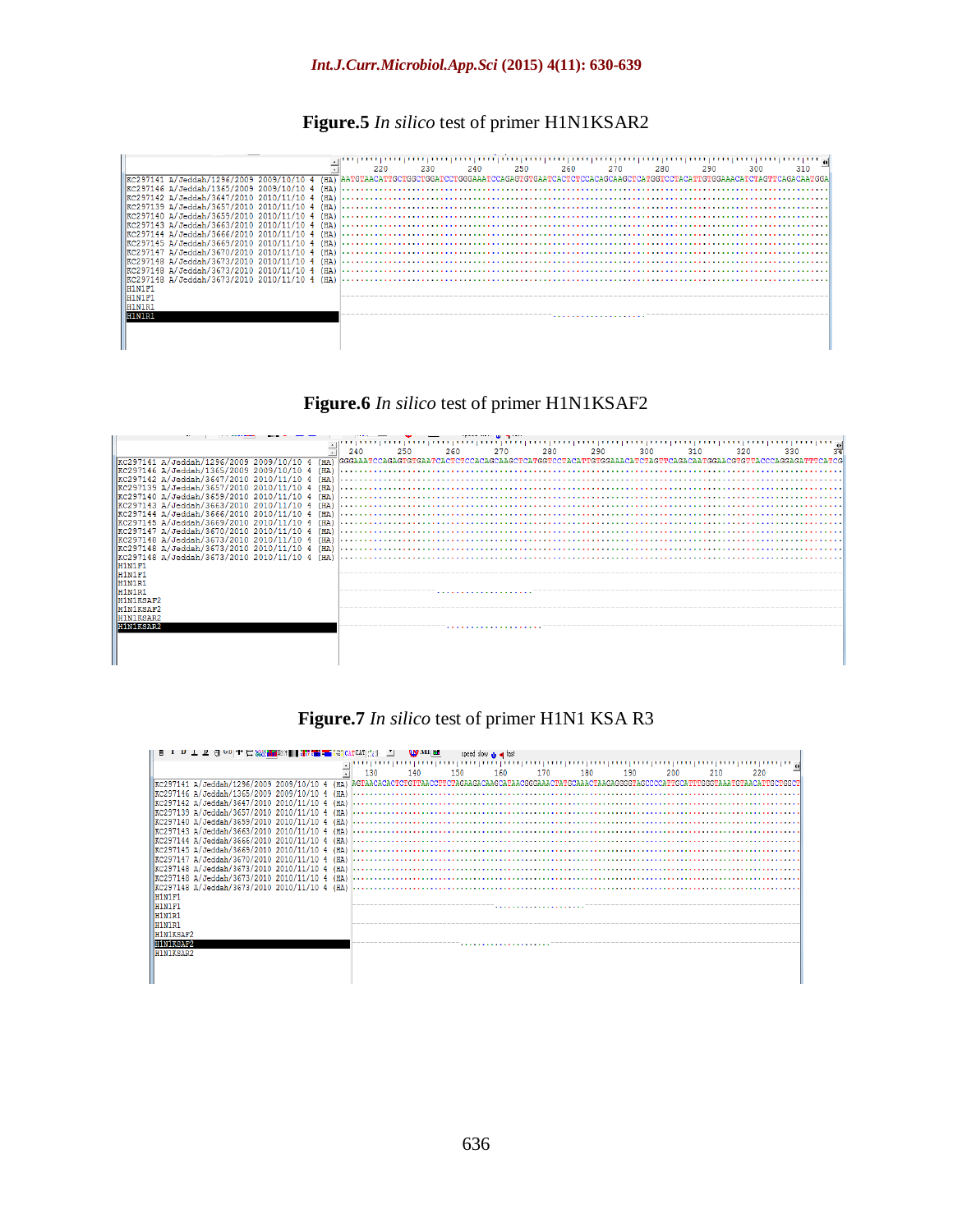**Figure.5** *In silico* test of primer H1N1KSAR2

**Figure.6** *In silico* test of primer H1N1KSAF2

**Figure.7** *In silico* test of primer H1N1 KSA R3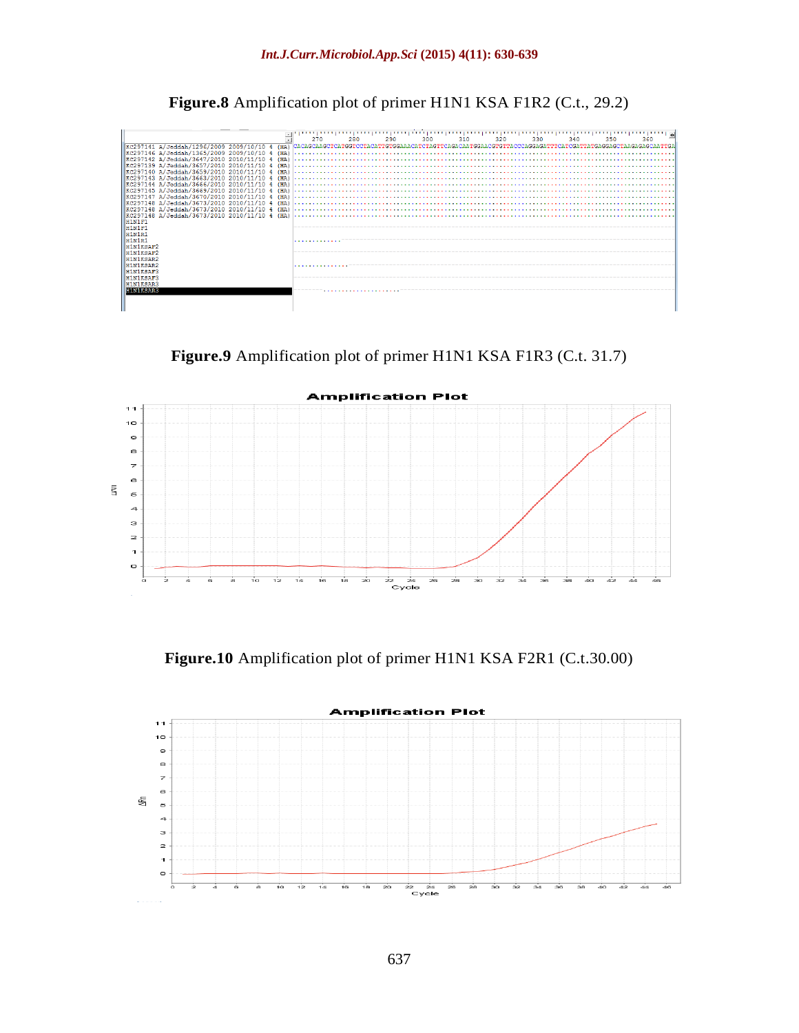**Figure.8** Amplification plot of primer H1N1 KSA F1R2 (C.t., 29.2)

**Figure.9** Amplification plot of primer H1N1 KSA F1R3 (C.t. 31.7)

**Figure.10** Amplification plot of primer H1N1 KSA F2R1 (C.t.30.00)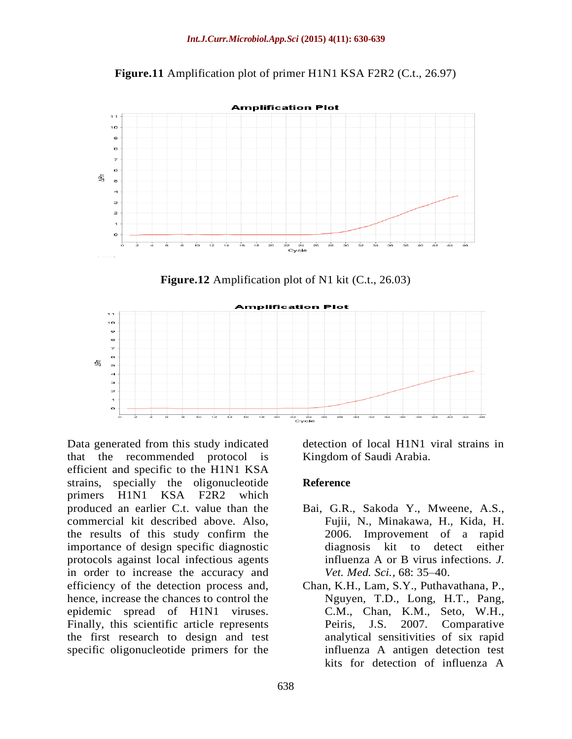**Figure.11** Amplification plot of primer H1N1 KSA F2R2 (C.t., 26.97)

**Figure.12** Amplification plot of N1 kit (C.t., 26.03)

Data generated from this study indicated that the recommended protocol is efficient and specific to the H1N1 KSA strains, specially the oligonucleotide primers H1N1 KSA F2R2 which produced an earlier C.t. value than the commercial kit described above. Also, the results of this study confirm the importance of design specific diagnostic protocols against local infectious agents in order to increase the accuracy and efficiency of the detection process and, hence, increase the chances to control the epidemic spread of H1N1 viruses. Finally, this scientific article represents the first research to design and test specific oligonucleotide primers for the detection of local H1N1 viral strains in Kingdom of Saudi Arabia.

## Reference

Bai, G.R., Sakoda Y., Mweene, A.S., Fujii, N., Minakawa, H., Kida, H. 2006. Improvement of a rapid diagnosis kit to detect either influenza A or B virus infections. *J. Vet. Med. Sci.,* 68: 35–40.

Chan, K.H., Lam, S.Y., Puthavathana, P., Nguyen, T.D., Long, H.T., Pang, C.M., Chan, K.M., Seto, W.H., Peiris, J.S. 2007. Comparative analytical sensitivities of six rapid influenza A antigen detection test kits for detection of influenza A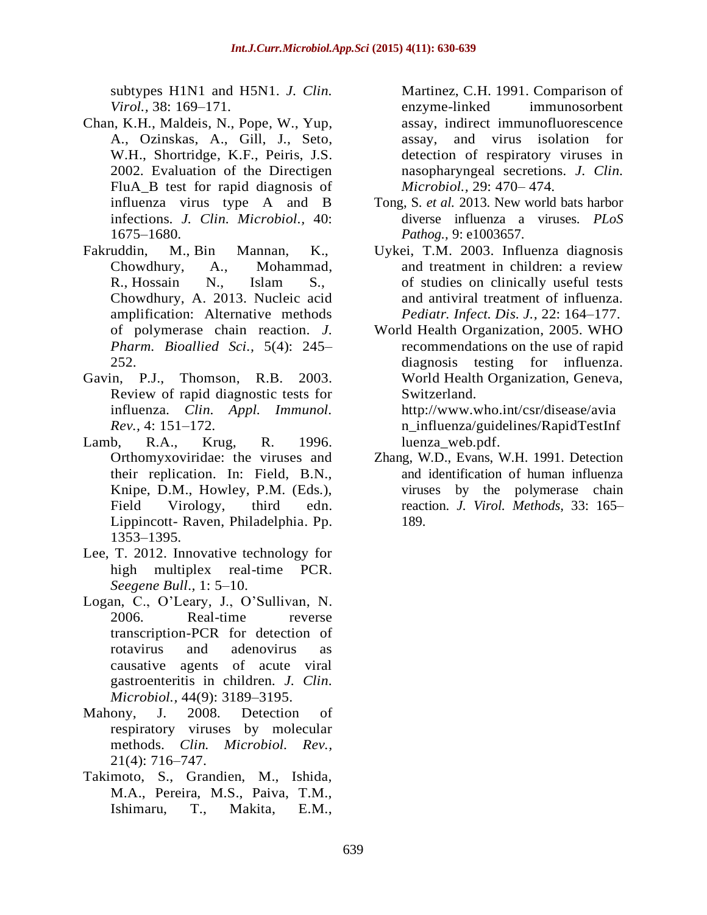subtypes H1N1 and H5N1. *J. Clin. Virol.,* 38: 169–171.

Chan, K.H., Maldeis, N., Pope, W., Yup, A., Ozinskas, A., Gill, J., Seto, W.H., Shortridge, K.F., Peiris, J.S. 2002. Evaluation of the Directigen FluA_B test for rapid diagnosis of influenza virus type A and B infections. *J. Clin. Microbiol.,* 40: 1675–1680.

Fakruddin, M., Bin Mannan, K., Chowdhury, A., Mohammad, R., Hossain N., Islam S., Chowdhury, A. 2013. Nucleic acid amplification: Alternative methods of polymerase chain reaction. *J. Pharm. Bioallied Sci.,* 5(4): 245–252.

Gavin, P.J., Thomson, R.B. 2003. Review of rapid diagnostic tests for influenza. *Clin. Appl. Immunol. Rev.,* 4: 151–172.

Lamb, R.A., Krug, R. 1996. Orthomyxoviridae: the viruses and their replication. In: Field, B.N., Knipe, D.M., Howley, P.M. (Eds.), Field Virology, third edn. Lippincott- Raven, Philadelphia. Pp. 1353–1395.

Lee, T. 2012. Innovative technology for high multiplex real-time PCR. *Seegene Bull.,* 1: 5–10.

Logan, C., O'Leary, J., O'Sullivan, N. 2006. Real-time reverse transcription-PCR for detection of rotavirus and adenovirus as causative agents of acute viral gastroenteritis in children. *J. Clin. Microbiol.,* 44(9): 3189–3195.

Mahony, J. 2008. Detection of respiratory viruses by molecular methods. *Clin. Microbiol. Rev.,* 21(4): 716–747.

Takimoto, S., Grandien, M., Ishida, M.A., Pereira, M.S., Paiva, T.M., Ishimaru, T., Makita, E.M., Martinez, C.H. 1991. Comparison of enzyme-linked immunosorbent assay, indirect immunofluorescence assay, and virus isolation for detection of respiratory viruses in nasopharyngeal secretions. *J. Clin. Microbiol.,* 29: 470– 474.

Tong, S. *et al.* 2013. New world bats harbor diverse influenza a viruses. *PLoS Pathog.,* 9: e1003657.

Uykei, T.M. 2003. Influenza diagnosis and treatment in children: a review of studies on clinically useful tests and antiviral treatment of influenza. *Pediatr. Infect. Dis. J.,* 22: 164–177.

World Health Organization, 2005. WHO recommendations on the use of rapid diagnosis testing for influenza. World Health Organization, Geneva, Switzerland. http://www.who.int/csr/disease/avian_influenza/guidelines/RapidTestInfluenza_web.pdf.

Zhang, W.D., Evans, W.H. 1991. Detection and identification of human influenza viruses by the polymerase chain reaction. *J. Virol. Methods,* 33: 165–189.